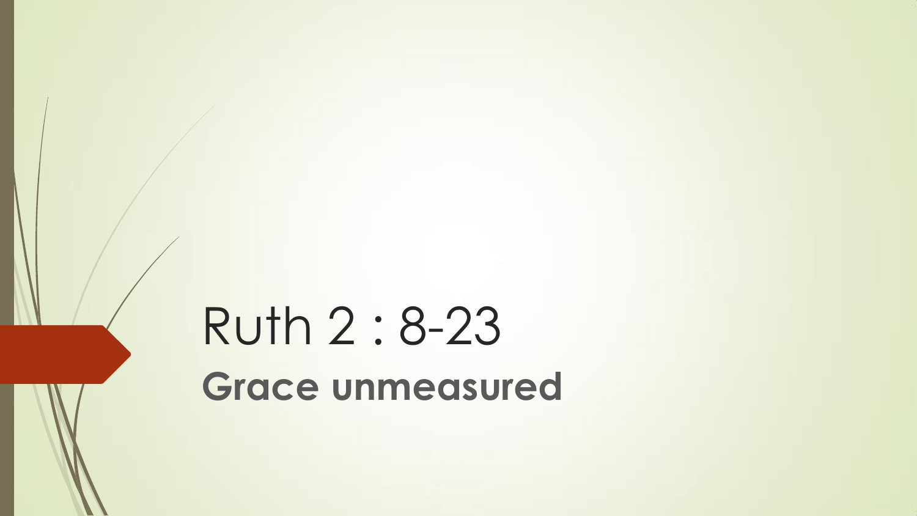# Ruth 2 : 8-23

**Grace unmeasured**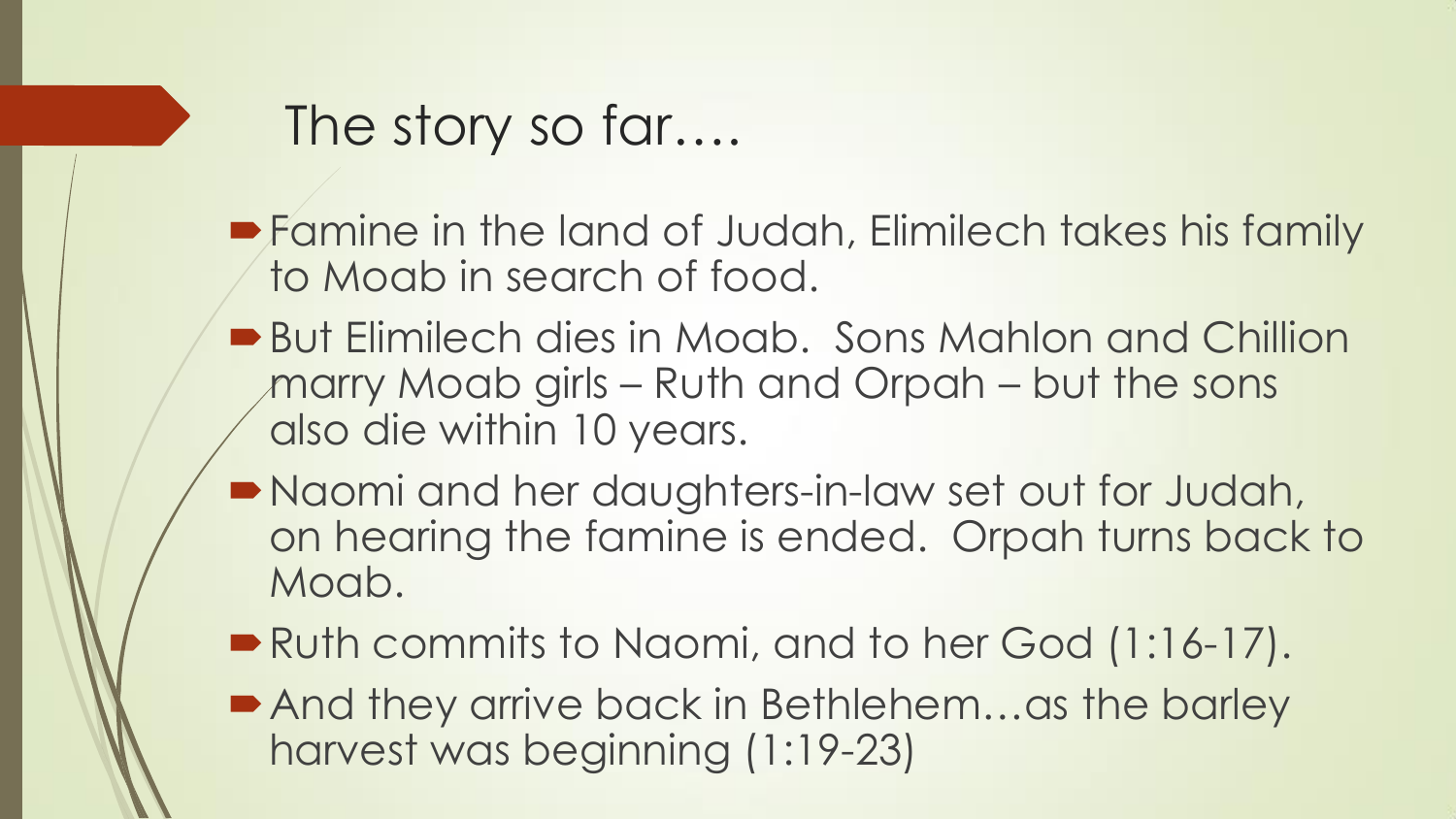# The story so far….

- Famine in the land of Judah, Elimilech takes his family to Moab in search of food.
- But Elimilech dies in Moab. Sons Mahlon and Chillion marry Moab girls – Ruth and Orpah – but the sons also die within 10 years.
- Naomi and her daughters-in-law set out for Judah, on hearing the famine is ended. Orpah turns back to Moab.
- Ruth commits to Naomi, and to her God (1:16-17).
- And they arrive back in Bethlehem…as the barley harvest was beginning (1:19-23)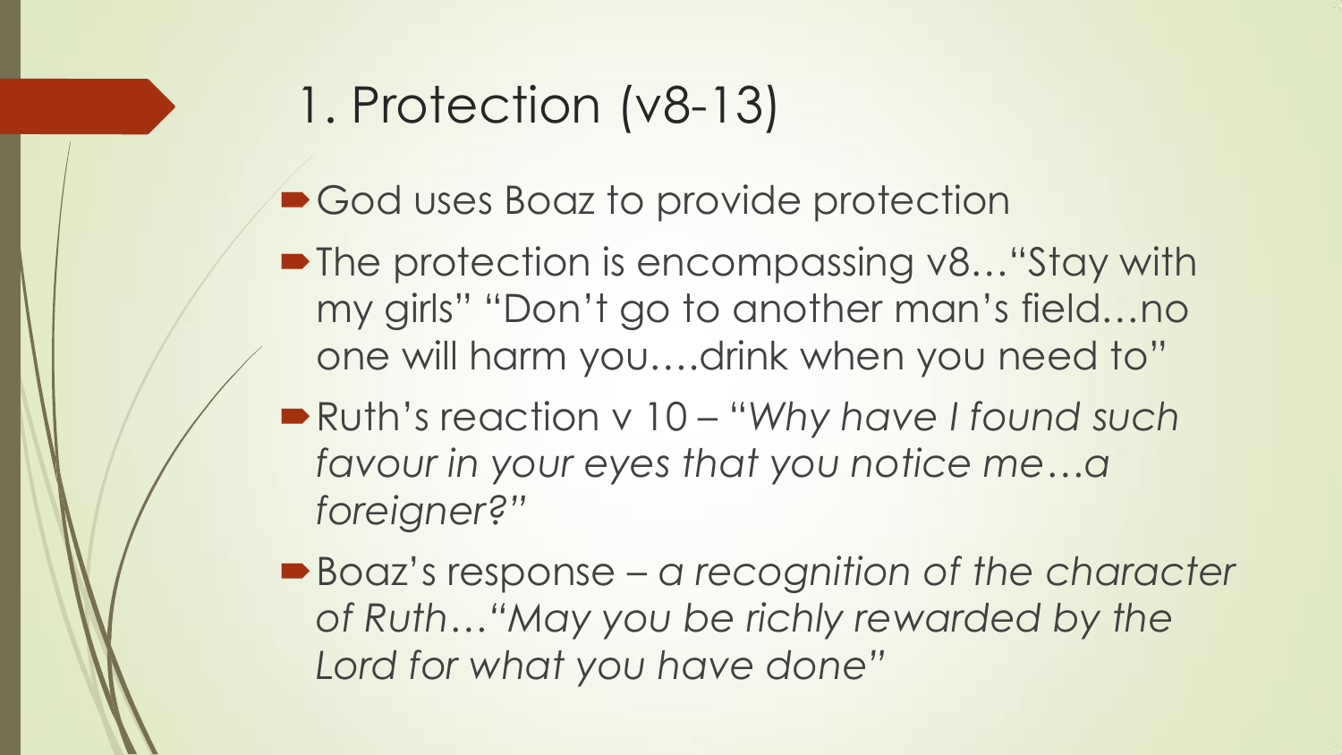# 1. Protection (v8-13)

- God uses Boaz to provide protection
- The protection is encompassing v8…"Stay with my girls" "Don't go to another man's field…no one will harm you….drink when you need to"
- Ruth's reaction v 10 – "*Why have I found such favour in your eyes that you notice me…a foreigner?*"
- Boaz's response – *a recognition of the character of Ruth…"May you be richly rewarded by the Lord for what you have done"*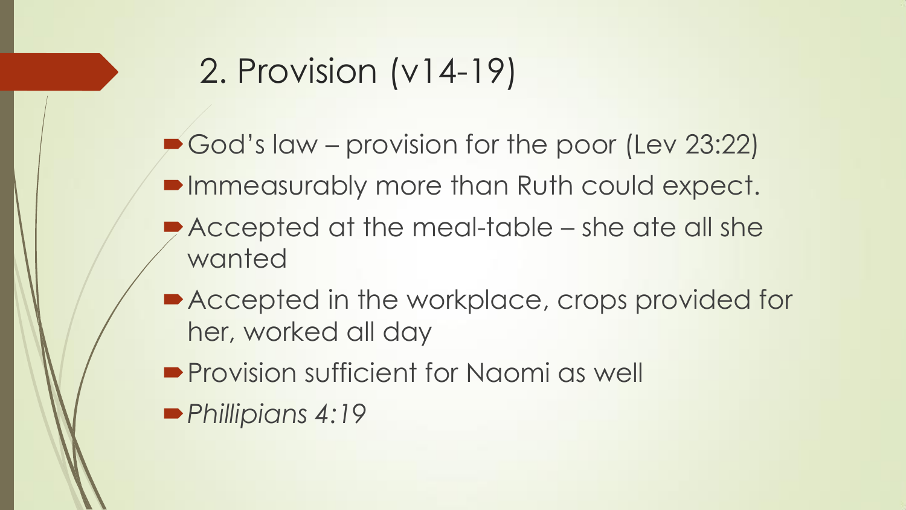# 2. Provision (v14-19)

- God's law – provision for the poor (Lev 23:22)
- Immeasurably more than Ruth could expect.
- Accepted at the meal-table – she ate all she wanted
- Accepted in the workplace, crops provided for her, worked all day
- Provision sufficient for Naomi as well
- *Phillipians 4:19*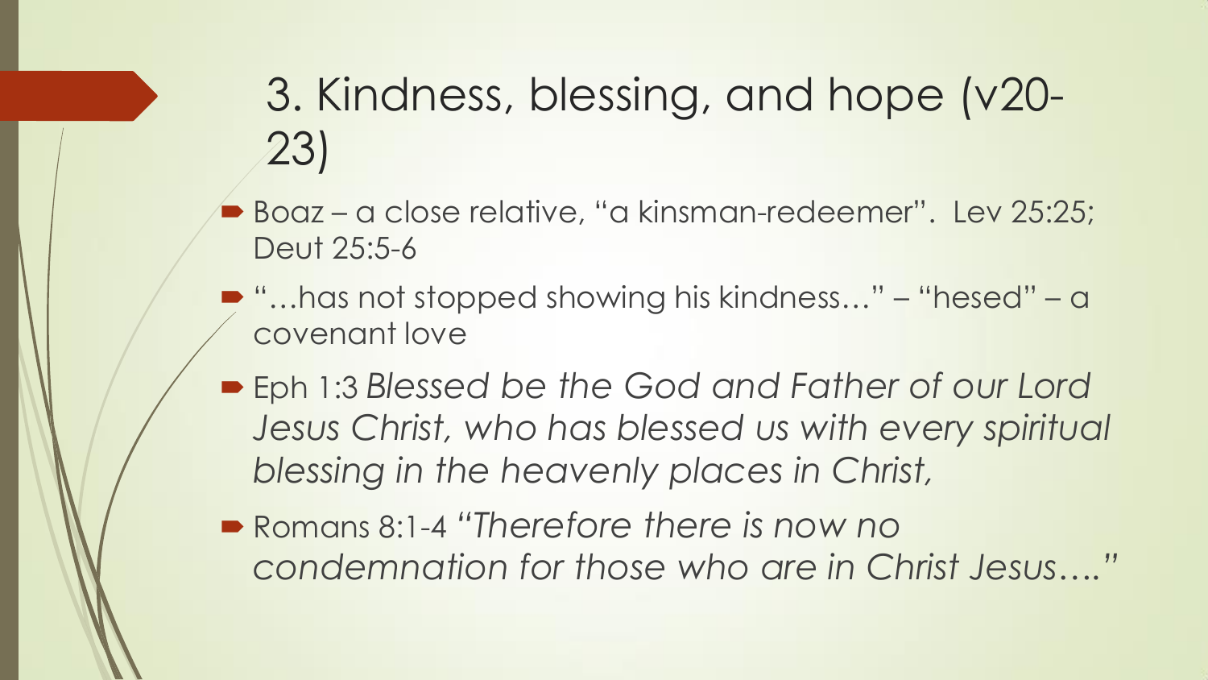# 3. Kindness, blessing, and hope (v20-23)

- Boaz – a close relative, "a kinsman-redeemer". Lev 25:25; Deut 25:5-6
- "…has not stopped showing his kindness…" – "hesed" – a covenant love
- Eph 1:3 *Blessed be the God and Father of our Lord Jesus Christ, who has blessed us with every spiritual blessing in the heavenly places in Christ,*
- Romans 8:1-4 *"Therefore there is now no condemnation for those who are in Christ Jesus…."*